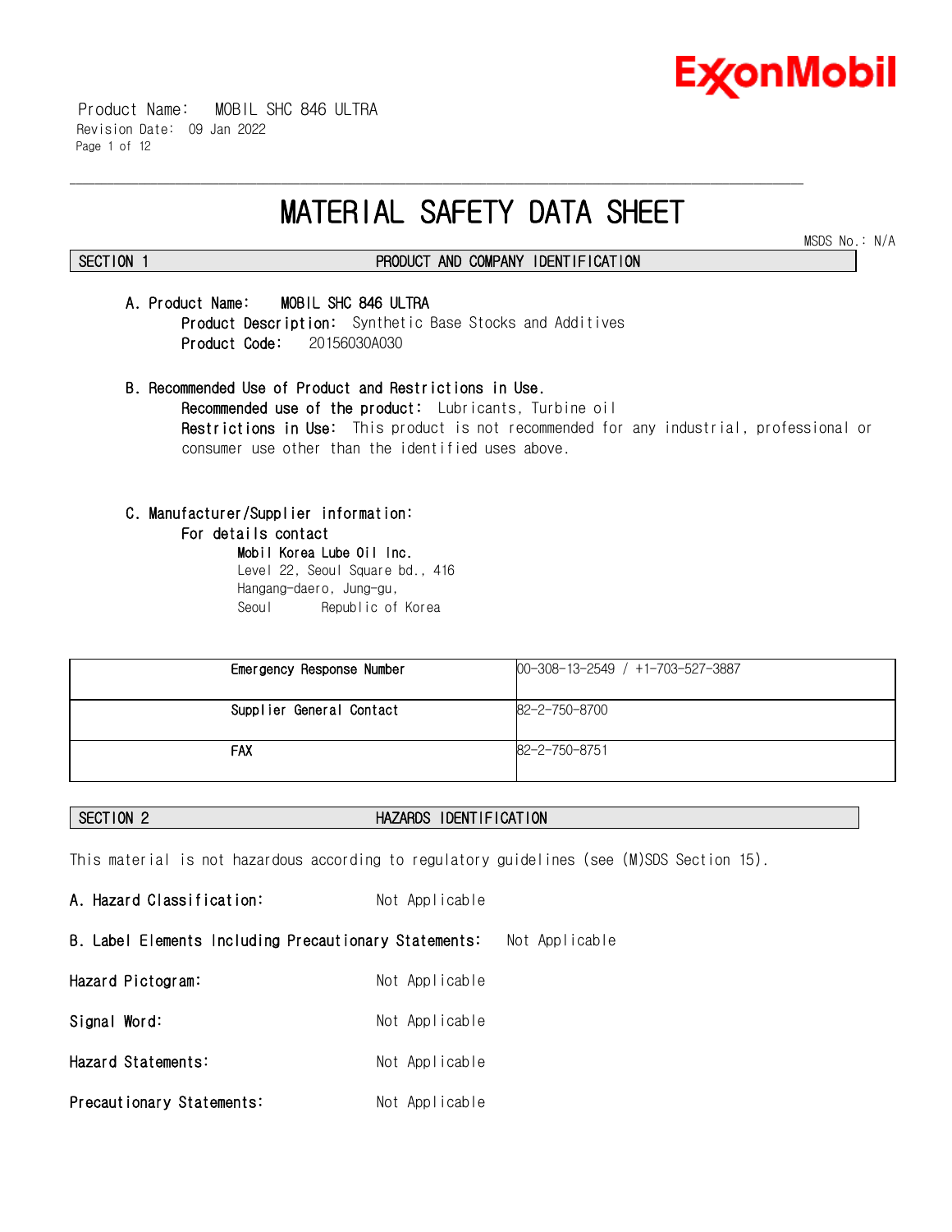# MATERIAL SAFETY DATA SHEET

MSDS No.: N/A

## SECTION 1 PRODUCT AND COMPANY IDENTIFICATION

**A. Product Name:** **MOBIL SHC 846 ULTRA**

**Product Description:** Synthetic Base Stocks and Additives

**Product Code:** 20156030A030

**B. Recommended Use of Product and Restrictions in Use.**

**Recommended use of the product:** Lubricants, Turbine oil

**Restrictions in Use:** This product is not recommended for any industrial, professional or consumer use other than the identified uses above.

**C. Manufacturer/Supplier information:**

**For details contact**

**Mobil Korea Lube Oil Inc.**
Level 22, Seoul Square bd., 416
Hangang-daero, Jung-gu,
Seoul Republic of Korea

| | |
|---|---|
| Emergency Response Number | 00-308-13-2549 / +1-703-527-3887 |
| Supplier General Contact | 82-2-750-8700 |
| FAX | 82-2-750-8751 |

## SECTION 2 HAZARDS IDENTIFICATION

This material is not hazardous according to regulatory guidelines (see (M)SDS Section 15).

**A. Hazard Classification:** Not Applicable

**B. Label Elements Including Precautionary Statements:** Not Applicable

**Hazard Pictogram:** Not Applicable

**Signal Word:** Not Applicable

**Hazard Statements:** Not Applicable

**Precautionary Statements:** Not Applicable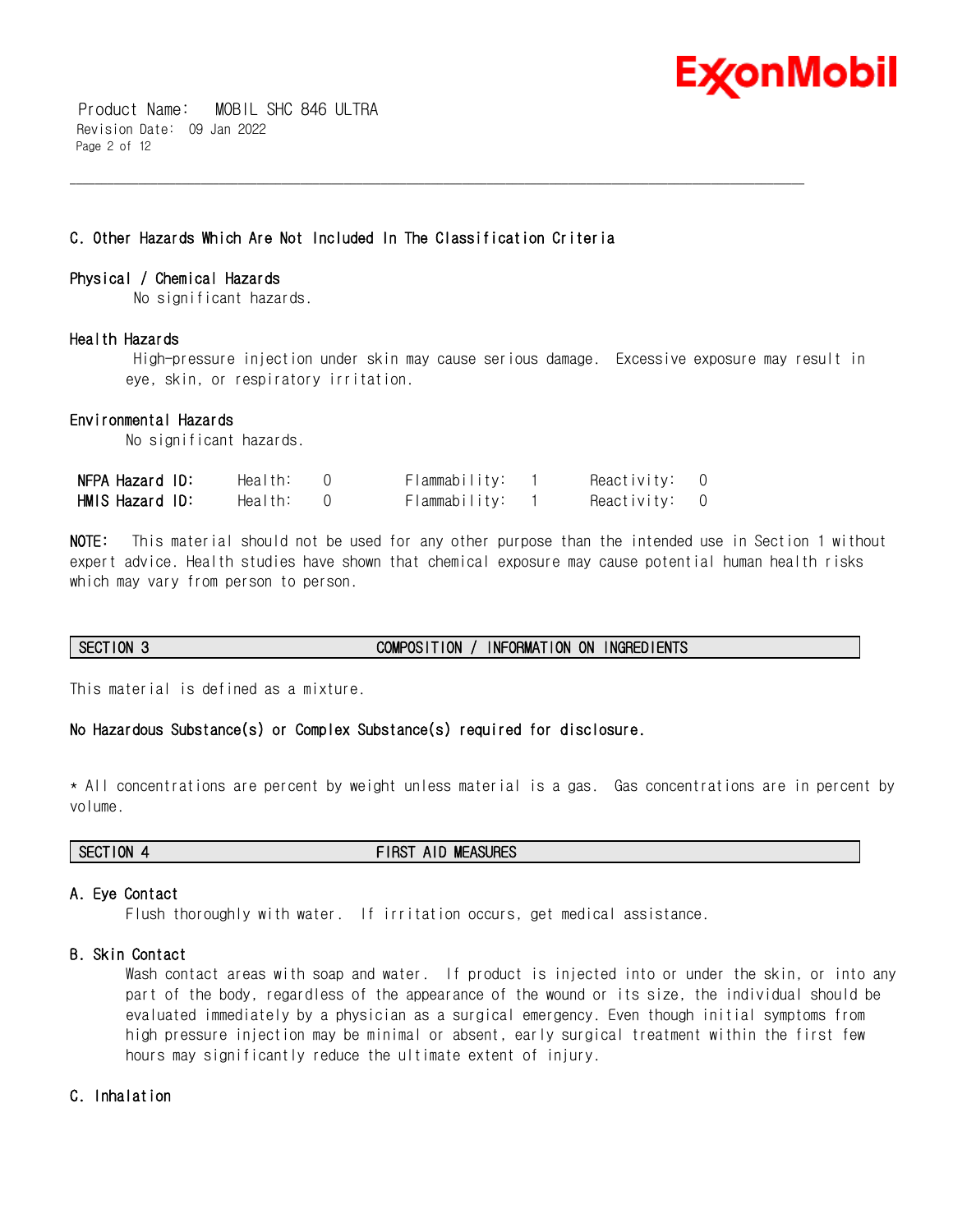### C. Other Hazards Which Are Not Included In The Classification Criteria

**Physical / Chemical Hazards**

No significant hazards.

**Health Hazards**

High-pressure injection under skin may cause serious damage. Excessive exposure may result in eye, skin, or respiratory irritation.

**Environmental Hazards**

No significant hazards.

| | | | |
|---|---|---|---|
| **NFPA Hazard ID:** | Health: 0 | Flammability: 1 | Reactivity: 0 |
| **HMIS Hazard ID:** | Health: 0 | Flammability: 1 | Reactivity: 0 |

**NOTE:** This material should not be used for any other purpose than the intended use in Section 1 without expert advice. Health studies have shown that chemical exposure may cause potential human health risks which may vary from person to person.

## SECTION 3 COMPOSITION / INFORMATION ON INGREDIENTS

This material is defined as a mixture.

**No Hazardous Substance(s) or Complex Substance(s) required for disclosure.**

* All concentrations are percent by weight unless material is a gas. Gas concentrations are in percent by volume.

## SECTION 4 FIRST AID MEASURES

### A. Eye Contact

Flush thoroughly with water. If irritation occurs, get medical assistance.

### B. Skin Contact

Wash contact areas with soap and water. If product is injected into or under the skin, or into any part of the body, regardless of the appearance of the wound or its size, the individual should be evaluated immediately by a physician as a surgical emergency. Even though initial symptoms from high pressure injection may be minimal or absent, early surgical treatment within the first few hours may significantly reduce the ultimate extent of injury.

### C. Inhalation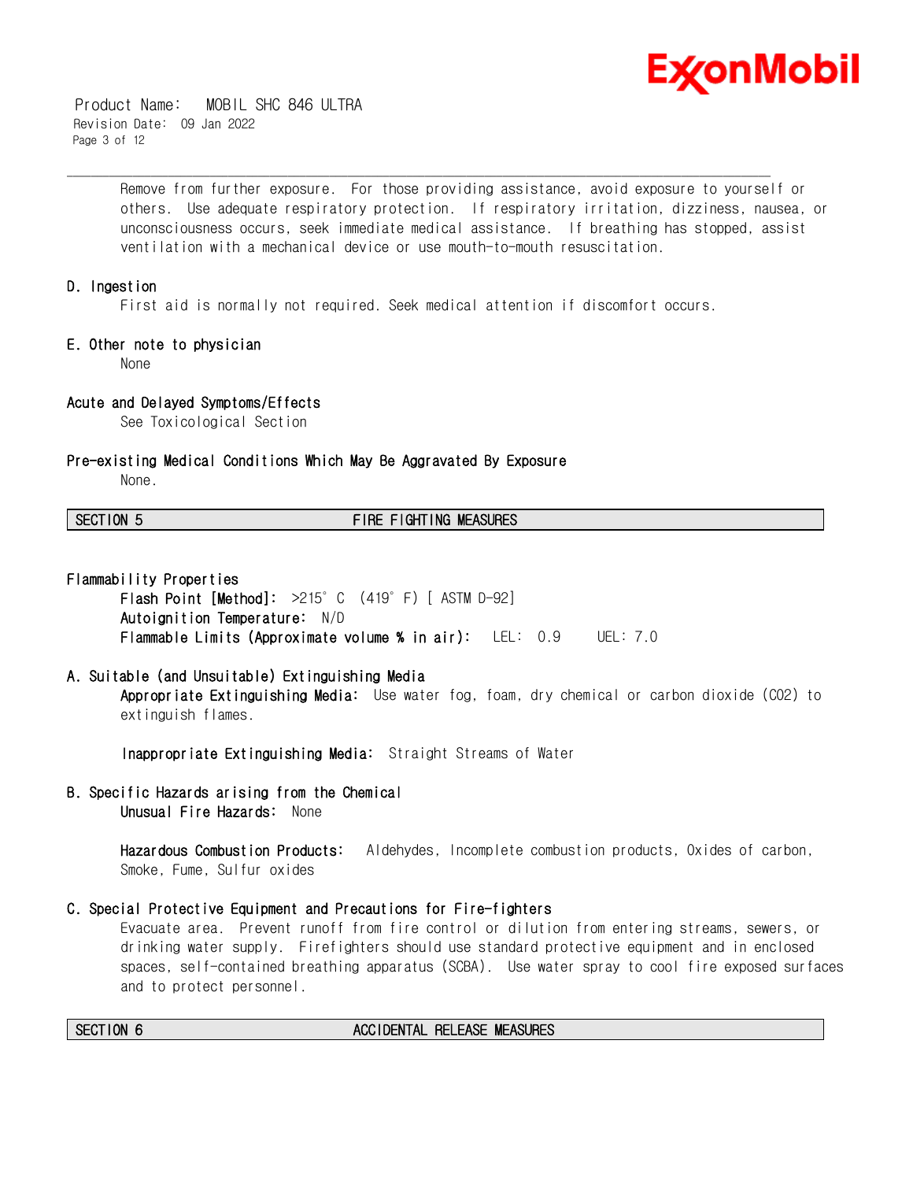Remove from further exposure. For those providing assistance, avoid exposure to yourself or others. Use adequate respiratory protection. If respiratory irritation, dizziness, nausea, or unconsciousness occurs, seek immediate medical assistance. If breathing has stopped, assist ventilation with a mechanical device or use mouth-to-mouth resuscitation.

### D. Ingestion

First aid is normally not required. Seek medical attention if discomfort occurs.

### E. Other note to physician

None

### Acute and Delayed Symptoms/Effects

See Toxicological Section

### Pre-existing Medical Conditions Which May Be Aggravated By Exposure

None.

## SECTION 5 FIRE FIGHTING MEASURES

### Flammability Properties

**Flash Point [Method]:** >215°C (419°F) [ ASTM D-92]
**Autoignition Temperature:** N/D
**Flammable Limits (Approximate volume % in air):** LEL: 0.9 UEL: 7.0

### A. Suitable (and Unsuitable) Extinguishing Media

**Appropriate Extinguishing Media:** Use water fog, foam, dry chemical or carbon dioxide ($CO_2$) to extinguish flames.

**Inappropriate Extinguishing Media:** Straight Streams of Water

### B. Specific Hazards arising from the Chemical

**Unusual Fire Hazards:** None

**Hazardous Combustion Products:** Aldehydes, Incomplete combustion products, Oxides of carbon, Smoke, Fume, Sulfur oxides

### C. Special Protective Equipment and Precautions for Fire-fighters

Evacuate area. Prevent runoff from fire control or dilution from entering streams, sewers, or drinking water supply. Firefighters should use standard protective equipment and in enclosed spaces, self-contained breathing apparatus (SCBA). Use water spray to cool fire exposed surfaces and to protect personnel.

## SECTION 6 ACCIDENTAL RELEASE MEASURES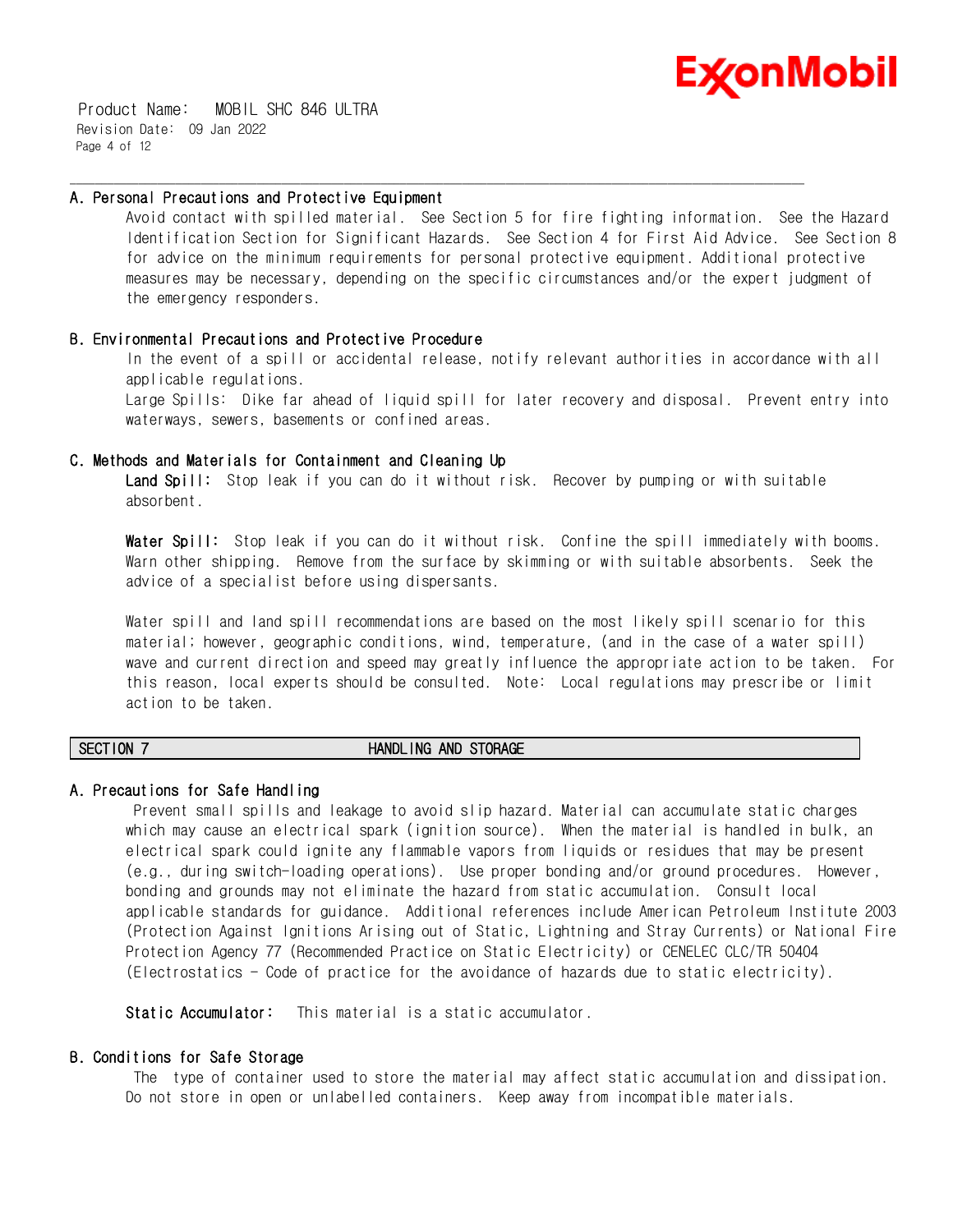### A. Personal Precautions and Protective Equipment

Avoid contact with spilled material. See Section 5 for fire fighting information. See the Hazard Identification Section for Significant Hazards. See Section 4 for First Aid Advice. See Section 8 for advice on the minimum requirements for personal protective equipment. Additional protective measures may be necessary, depending on the specific circumstances and/or the expert judgment of the emergency responders.

### B. Environmental Precautions and Protective Procedure

In the event of a spill or accidental release, notify relevant authorities in accordance with all applicable regulations.
Large Spills: Dike far ahead of liquid spill for later recovery and disposal. Prevent entry into waterways, sewers, basements or confined areas.

### C. Methods and Materials for Containment and Cleaning Up

**Land Spill:** Stop leak if you can do it without risk. Recover by pumping or with suitable absorbent.

**Water Spill:** Stop leak if you can do it without risk. Confine the spill immediately with booms. Warn other shipping. Remove from the surface by skimming or with suitable absorbents. Seek the advice of a specialist before using dispersants.

Water spill and land spill recommendations are based on the most likely spill scenario for this material; however, geographic conditions, wind, temperature, (and in the case of a water spill) wave and current direction and speed may greatly influence the appropriate action to be taken. For this reason, local experts should be consulted. Note: Local regulations may prescribe or limit action to be taken.

## SECTION 7 HANDLING AND STORAGE

### A. Precautions for Safe Handling

Prevent small spills and leakage to avoid slip hazard. Material can accumulate static charges which may cause an electrical spark (ignition source). When the material is handled in bulk, an electrical spark could ignite any flammable vapors from liquids or residues that may be present (e.g., during switch-loading operations). Use proper bonding and/or ground procedures. However, bonding and grounds may not eliminate the hazard from static accumulation. Consult local applicable standards for guidance. Additional references include American Petroleum Institute 2003 (Protection Against Ignitions Arising out of Static, Lightning and Stray Currents) or National Fire Protection Agency 77 (Recommended Practice on Static Electricity) or CENELEC CLC/TR 50404 (Electrostatics - Code of practice for the avoidance of hazards due to static electricity).

**Static Accumulator:** This material is a static accumulator.

### B. Conditions for Safe Storage

The type of container used to store the material may affect static accumulation and dissipation. Do not store in open or unlabelled containers. Keep away from incompatible materials.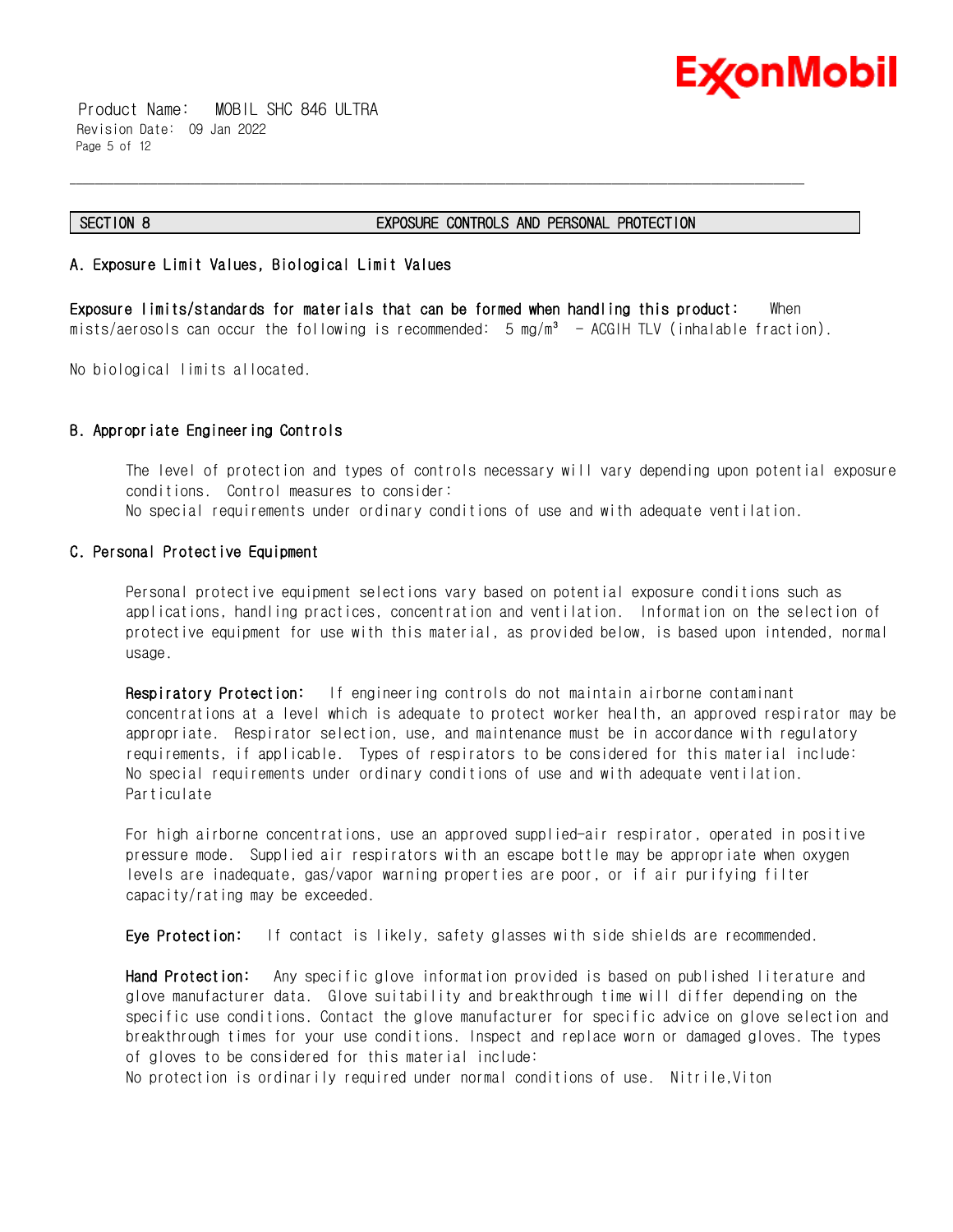## SECTION 8 EXPOSURE CONTROLS AND PERSONAL PROTECTION

### A. Exposure Limit Values, Biological Limit Values

**Exposure limits/standards for materials that can be formed when handling this product:** When mists/aerosols can occur the following is recommended: 5 mg/m³ - ACGIH TLV (inhalable fraction).

No biological limits allocated.

### B. Appropriate Engineering Controls

The level of protection and types of controls necessary will vary depending upon potential exposure conditions. Control measures to consider:
No special requirements under ordinary conditions of use and with adequate ventilation.

### C. Personal Protective Equipment

Personal protective equipment selections vary based on potential exposure conditions such as applications, handling practices, concentration and ventilation. Information on the selection of protective equipment for use with this material, as provided below, is based upon intended, normal usage.

**Respiratory Protection:** If engineering controls do not maintain airborne contaminant concentrations at a level which is adequate to protect worker health, an approved respirator may be appropriate. Respirator selection, use, and maintenance must be in accordance with regulatory requirements, if applicable. Types of respirators to be considered for this material include:
No special requirements under ordinary conditions of use and with adequate ventilation.
Particulate

For high airborne concentrations, use an approved supplied-air respirator, operated in positive pressure mode. Supplied air respirators with an escape bottle may be appropriate when oxygen levels are inadequate, gas/vapor warning properties are poor, or if air purifying filter capacity/rating may be exceeded.

**Eye Protection:** If contact is likely, safety glasses with side shields are recommended.

**Hand Protection:** Any specific glove information provided is based on published literature and glove manufacturer data. Glove suitability and breakthrough time will differ depending on the specific use conditions. Contact the glove manufacturer for specific advice on glove selection and breakthrough times for your use conditions. Inspect and replace worn or damaged gloves. The types of gloves to be considered for this material include:
No protection is ordinarily required under normal conditions of use. Nitrile,Viton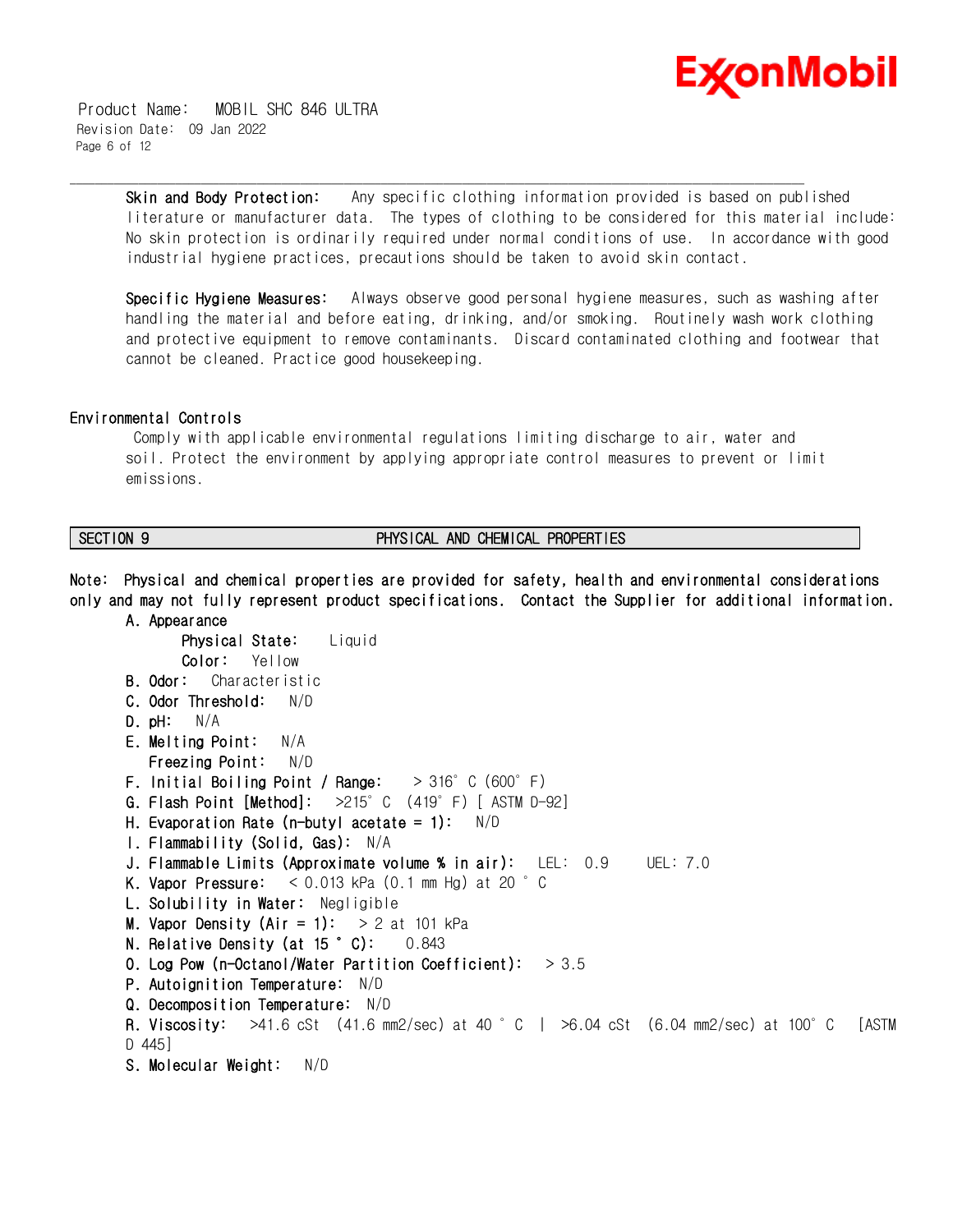**Skin and Body Protection:** Any specific clothing information provided is based on published literature or manufacturer data. The types of clothing to be considered for this material include: No skin protection is ordinarily required under normal conditions of use. In accordance with good industrial hygiene practices, precautions should be taken to avoid skin contact.

**Specific Hygiene Measures:** Always observe good personal hygiene measures, such as washing after handling the material and before eating, drinking, and/or smoking. Routinely wash work clothing and protective equipment to remove contaminants. Discard contaminated clothing and footwear that cannot be cleaned. Practice good housekeeping.

### Environmental Controls

Comply with applicable environmental regulations limiting discharge to air, water and soil. Protect the environment by applying appropriate control measures to prevent or limit emissions.

## SECTION 9 PHYSICAL AND CHEMICAL PROPERTIES

**Note: Physical and chemical properties are provided for safety, health and environmental considerations only and may not fully represent product specifications. Contact the Supplier for additional information.**

**A. Appearance**
- **Physical State:** Liquid
- **Color:** Yellow

**B. Odor:** Characteristic
**C. Odor Threshold:** N/D
**D. pH:** N/A
**E. Melting Point:** N/A
**Freezing Point:** N/D
**F. Initial Boiling Point / Range:** > 316°C (600°F)
**G. Flash Point [Method]:** >215°C (419°F) [ ASTM D-92]
**H. Evaporation Rate (n-butyl acetate = 1):** N/D
**I. Flammability (Solid, Gas):** N/A
**J. Flammable Limits (Approximate volume % in air):** LEL: 0.9 UEL: 7.0
**K. Vapor Pressure:** < 0.013 kPa (0.1 mm Hg) at 20 °C
**L. Solubility in Water:** Negligible
**M. Vapor Density (Air = 1):** > 2 at 101 kPa
**N. Relative Density (at 15 °C):** 0.843
**O. Log Pow (n-Octanol/Water Partition Coefficient):** > 3.5
**P. Autoignition Temperature:** N/D
**Q. Decomposition Temperature:** N/D
**R. Viscosity:** >41.6 cSt (41.6 mm2/sec) at 40 °C | >6.04 cSt (6.04 mm2/sec) at 100°C [ASTM D 445]
**S. Molecular Weight:** N/D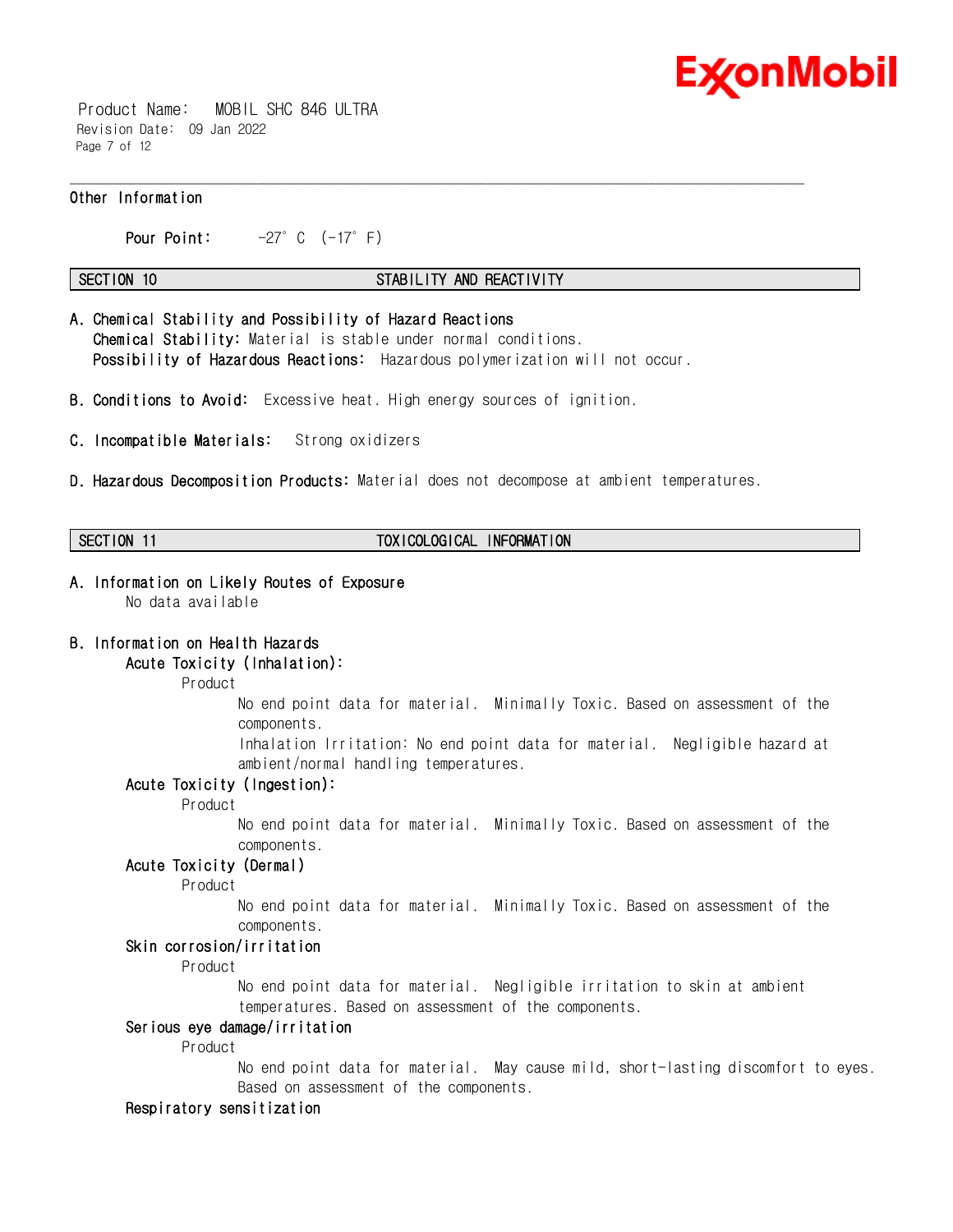### Other Information

**Pour Point:** -27°C (-17°F)

## SECTION 10 STABILITY AND REACTIVITY

**A. Chemical Stability and Possibility of Hazard Reactions**

**Chemical Stability:** Material is stable under normal conditions.

**Possibility of Hazardous Reactions:** Hazardous polymerization will not occur.

**B. Conditions to Avoid:** Excessive heat. High energy sources of ignition.

**C. Incompatible Materials:** Strong oxidizers

**D. Hazardous Decomposition Products:** Material does not decompose at ambient temperatures.

## SECTION 11 TOXICOLOGICAL INFORMATION

**A. Information on Likely Routes of Exposure**

No data available

**B. Information on Health Hazards**

**Acute Toxicity (Inhalation):**

Product

No end point data for material. Minimally Toxic. Based on assessment of the components.

Inhalation Irritation: No end point data for material. Negligible hazard at ambient/normal handling temperatures.

**Acute Toxicity (Ingestion):**

Product

No end point data for material. Minimally Toxic. Based on assessment of the components.

**Acute Toxicity (Dermal)**

Product

No end point data for material. Minimally Toxic. Based on assessment of the components.

**Skin corrosion/irritation**

Product

No end point data for material. Negligible irritation to skin at ambient temperatures. Based on assessment of the components.

**Serious eye damage/irritation**

Product

No end point data for material. May cause mild, short-lasting discomfort to eyes. Based on assessment of the components.

**Respiratory sensitization**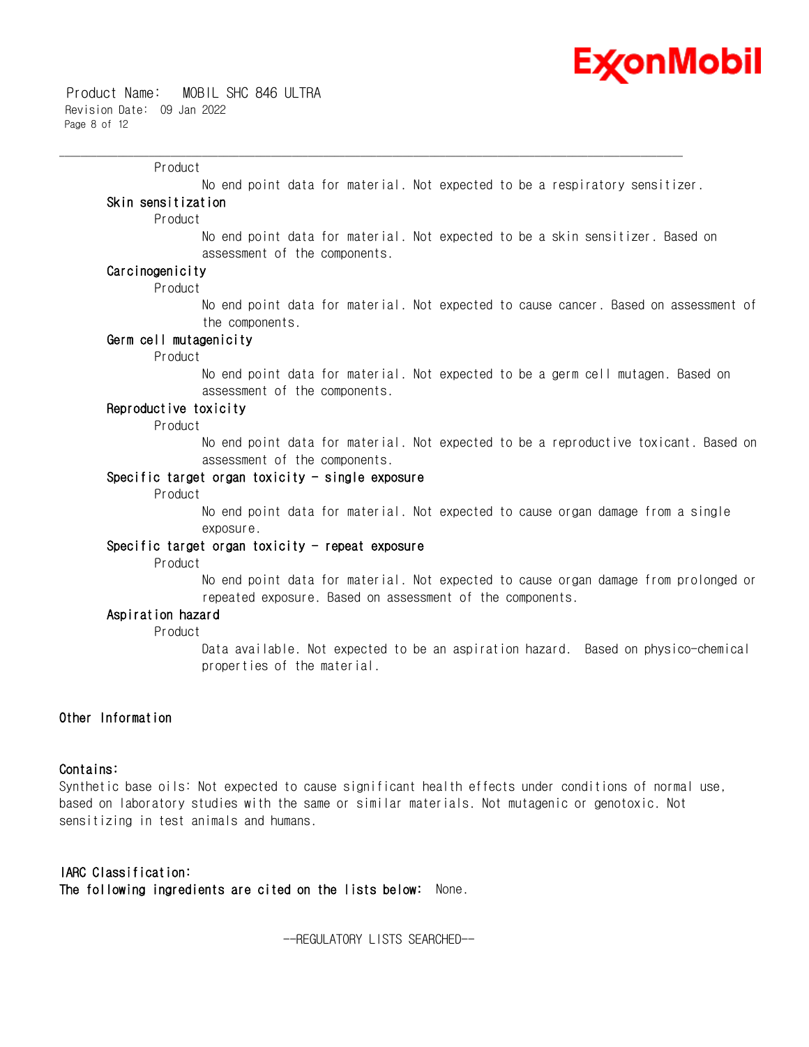Product

No end point data for material. Not expected to be a respiratory sensitizer.

**Skin sensitization**

Product

No end point data for material. Not expected to be a skin sensitizer. Based on assessment of the components.

**Carcinogenicity**

Product

No end point data for material. Not expected to cause cancer. Based on assessment of the components.

**Germ cell mutagenicity**

Product

No end point data for material. Not expected to be a germ cell mutagen. Based on assessment of the components.

**Reproductive toxicity**

Product

No end point data for material. Not expected to be a reproductive toxicant. Based on assessment of the components.

**Specific target organ toxicity - single exposure**

Product

No end point data for material. Not expected to cause organ damage from a single exposure.

**Specific target organ toxicity - repeat exposure**

Product

No end point data for material. Not expected to cause organ damage from prolonged or repeated exposure. Based on assessment of the components.

**Aspiration hazard**

Product

Data available. Not expected to be an aspiration hazard. Based on physico-chemical properties of the material.

**Other Information**

**Contains:**

Synthetic base oils: Not expected to cause significant health effects under conditions of normal use, based on laboratory studies with the same or similar materials. Not mutagenic or genotoxic. Not sensitizing in test animals and humans.

**IARC Classification:**

**The following ingredients are cited on the lists below:** None.

--REGULATORY LISTS SEARCHED--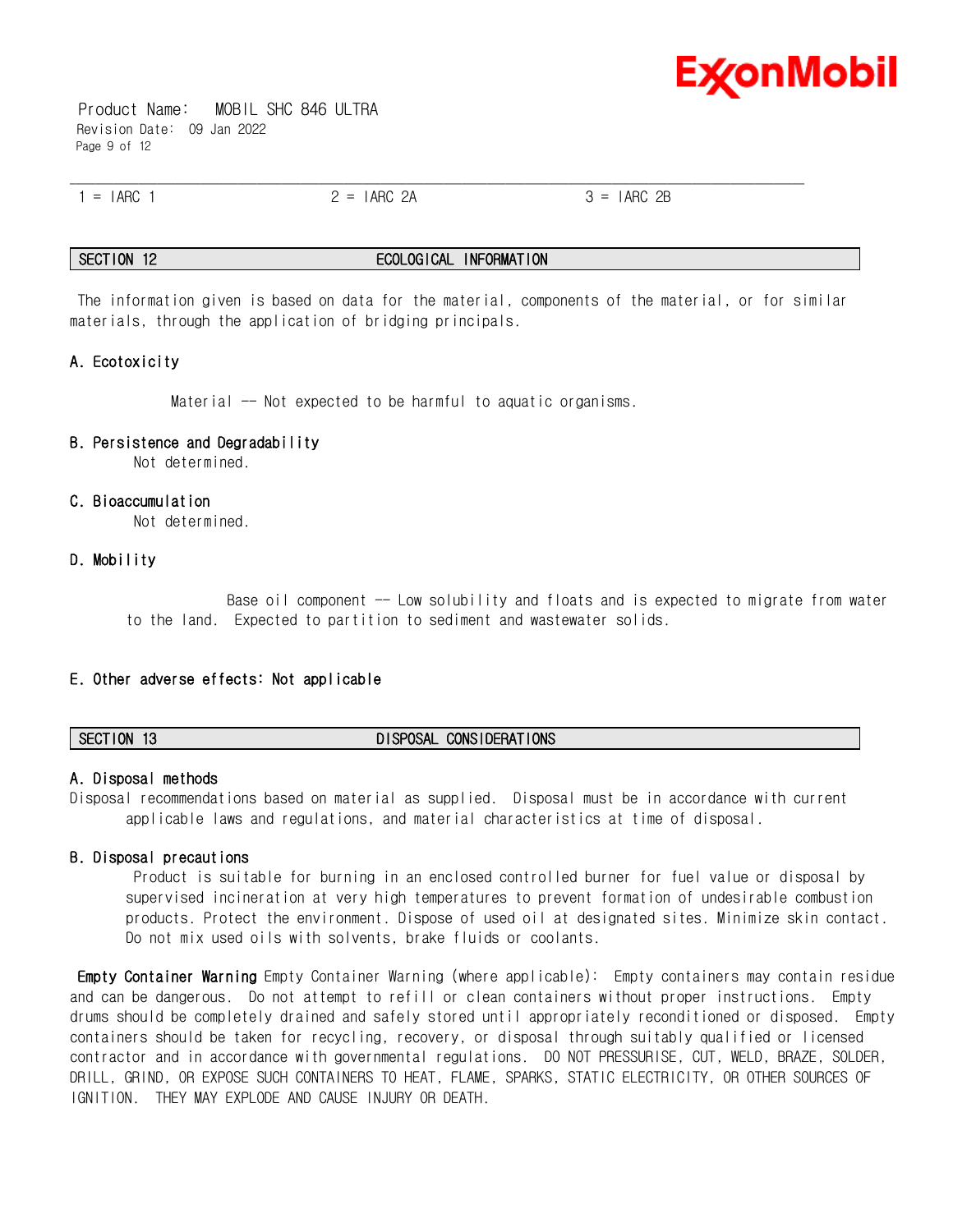| 1 = IARC 1 | 2 = IARC 2A | 3 = IARC 2B |
|---|---|---|

## SECTION 12 ECOLOGICAL INFORMATION

The information given is based on data for the material, components of the material, or for similar materials, through the application of bridging principals.

### A. Ecotoxicity

Material -- Not expected to be harmful to aquatic organisms.

### B. Persistence and Degradability

Not determined.

### C. Bioaccumulation

Not determined.

### D. Mobility

Base oil component -- Low solubility and floats and is expected to migrate from water to the land. Expected to partition to sediment and wastewater solids.

### E. Other adverse effects: Not applicable

## SECTION 13 DISPOSAL CONSIDERATIONS

### A. Disposal methods

Disposal recommendations based on material as supplied. Disposal must be in accordance with current applicable laws and regulations, and material characteristics at time of disposal.

### B. Disposal precautions

Product is suitable for burning in an enclosed controlled burner for fuel value or disposal by supervised incineration at very high temperatures to prevent formation of undesirable combustion products. Protect the environment. Dispose of used oil at designated sites. Minimize skin contact. Do not mix used oils with solvents, brake fluids or coolants.

**Empty Container Warning** Empty Container Warning (where applicable): Empty containers may contain residue and can be dangerous. Do not attempt to refill or clean containers without proper instructions. Empty drums should be completely drained and safely stored until appropriately reconditioned or disposed. Empty containers should be taken for recycling, recovery, or disposal through suitably qualified or licensed contractor and in accordance with governmental regulations. DO NOT PRESSURISE, CUT, WELD, BRAZE, SOLDER, DRILL, GRIND, OR EXPOSE SUCH CONTAINERS TO HEAT, FLAME, SPARKS, STATIC ELECTRICITY, OR OTHER SOURCES OF IGNITION. THEY MAY EXPLODE AND CAUSE INJURY OR DEATH.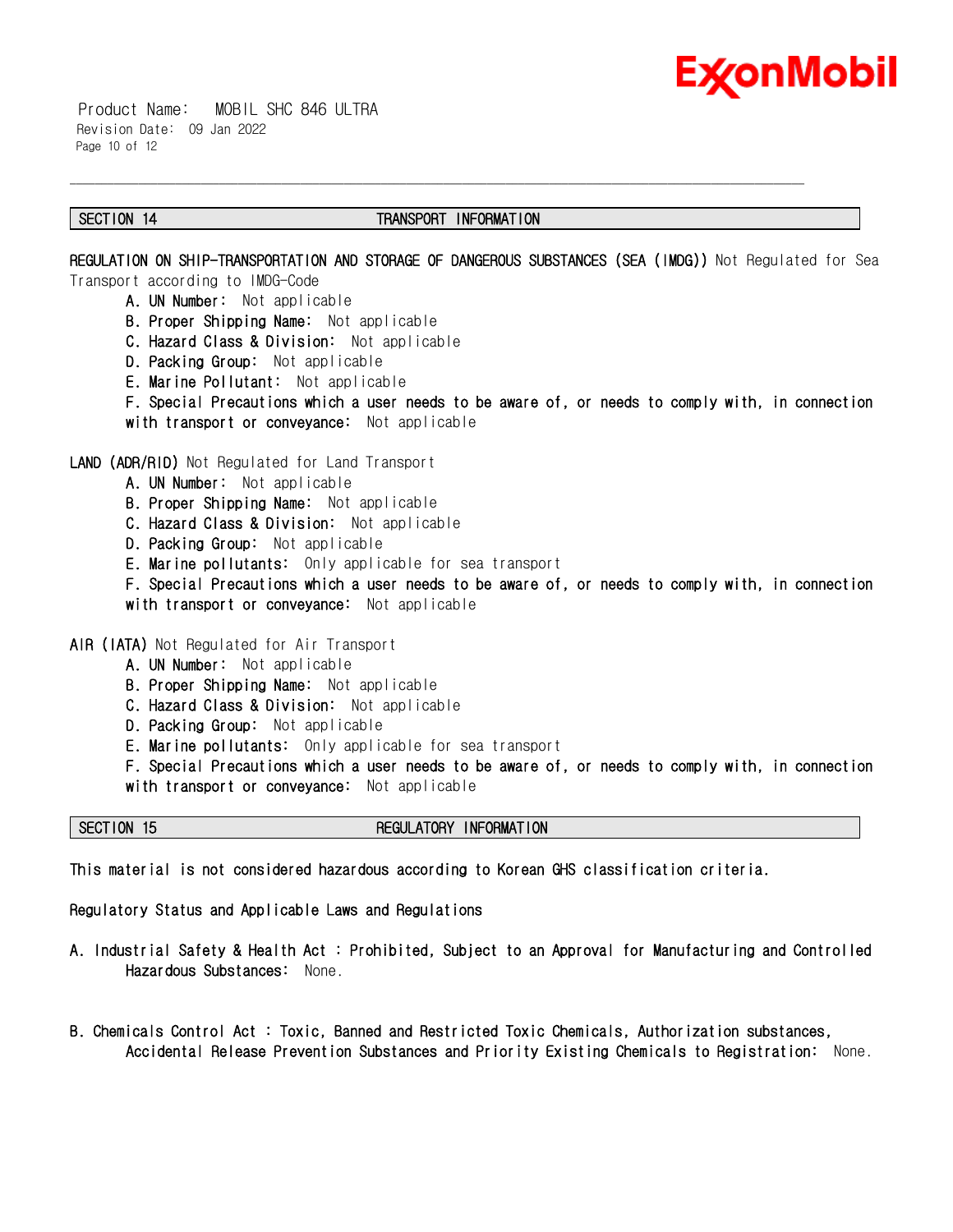## SECTION 14 TRANSPORT INFORMATION

**REGULATION ON SHIP-TRANSPORTATION AND STORAGE OF DANGEROUS SUBSTANCES (SEA (IMDG))** Not Regulated for Sea Transport according to IMDG-Code

- **A. UN Number:** Not applicable
- **B. Proper Shipping Name:** Not applicable
- **C. Hazard Class & Division:** Not applicable
- **D. Packing Group:** Not applicable
- **E. Marine Pollutant:** Not applicable
- **F. Special Precautions which a user needs to be aware of, or needs to comply with, in connection with transport or conveyance:** Not applicable

**LAND (ADR/RID)** Not Regulated for Land Transport

- **A. UN Number:** Not applicable
- **B. Proper Shipping Name:** Not applicable
- **C. Hazard Class & Division:** Not applicable
- **D. Packing Group:** Not applicable
- **E. Marine pollutants:** Only applicable for sea transport
- **F. Special Precautions which a user needs to be aware of, or needs to comply with, in connection with transport or conveyance:** Not applicable

**AIR (IATA)** Not Regulated for Air Transport

- **A. UN Number:** Not applicable
- **B. Proper Shipping Name:** Not applicable
- **C. Hazard Class & Division:** Not applicable
- **D. Packing Group:** Not applicable
- **E. Marine pollutants:** Only applicable for sea transport
- **F. Special Precautions which a user needs to be aware of, or needs to comply with, in connection with transport or conveyance:** Not applicable

## SECTION 15 REGULATORY INFORMATION

This material is not considered hazardous according to Korean GHS classification criteria.

Regulatory Status and Applicable Laws and Regulations

A. Industrial Safety & Health Act : Prohibited, Subject to an Approval for Manufacturing and Controlled Hazardous Substances: None.

B. Chemicals Control Act : Toxic, Banned and Restricted Toxic Chemicals, Authorization substances, Accidental Release Prevention Substances and Priority Existing Chemicals to Registration: None.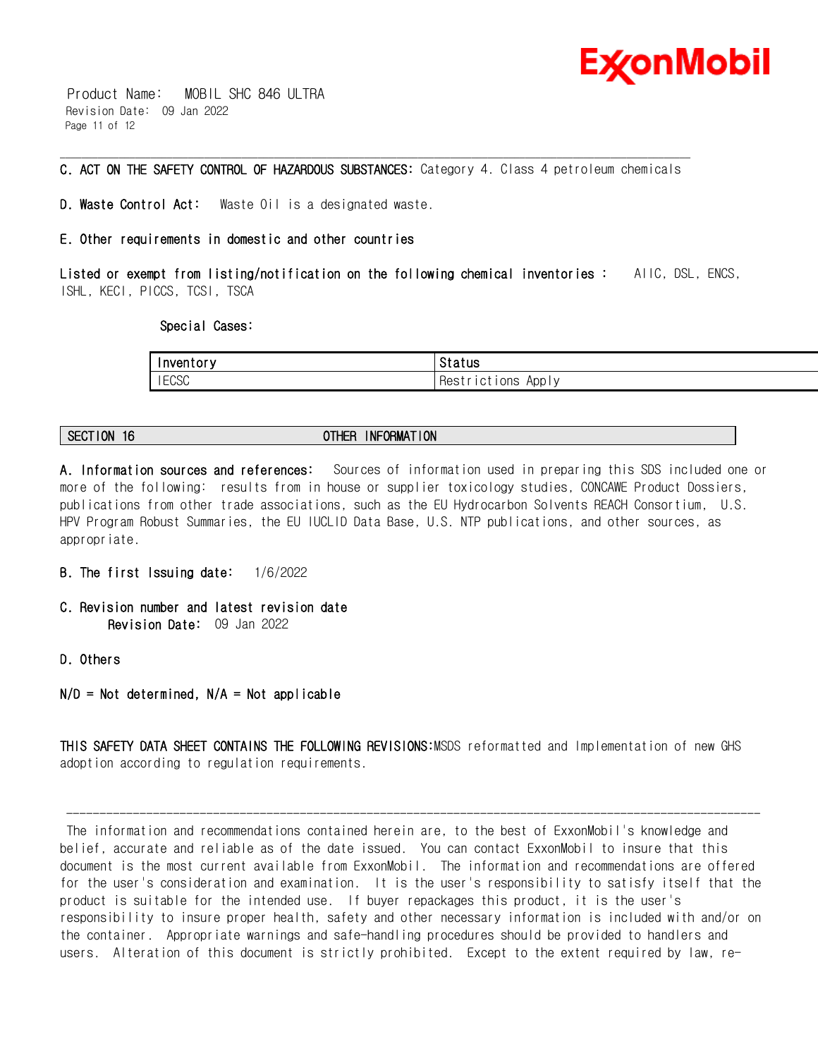**C. ACT ON THE SAFETY CONTROL OF HAZARDOUS SUBSTANCES:** Category 4. Class 4 petroleum chemicals

**D. Waste Control Act:** Waste Oil is a designated waste.

**E. Other requirements in domestic and other countries**

**Listed or exempt from listing/notification on the following chemical inventories :** AIIC, DSL, ENCS, ISHL, KECI, PICCS, TCSI, TSCA

**Special Cases:**

| Inventory | Status |
|---|---|
| IECSC | Restrictions Apply |

## SECTION 16 OTHER INFORMATION

**A. Information sources and references:** Sources of information used in preparing this SDS included one or more of the following: results from in house or supplier toxicology studies, CONCAWE Product Dossiers, publications from other trade associations, such as the EU Hydrocarbon Solvents REACH Consortium, U.S. HPV Program Robust Summaries, the EU IUCLID Data Base, U.S. NTP publications, and other sources, as appropriate.

**B. The first Issuing date:** 1/6/2022

**C. Revision number and latest revision date**
**Revision Date:** 09 Jan 2022

**D. Others**

**N/D = Not determined, N/A = Not applicable**

**THIS SAFETY DATA SHEET CONTAINS THE FOLLOWING REVISIONS:** MSDS reformatted and Implementation of new GHS adoption according to regulation requirements.

---

The information and recommendations contained herein are, to the best of ExxonMobil's knowledge and belief, accurate and reliable as of the date issued. You can contact ExxonMobil to insure that this document is the most current available from ExxonMobil. The information and recommendations are offered for the user's consideration and examination. It is the user's responsibility to satisfy itself that the product is suitable for the intended use. If buyer repackages this product, it is the user's responsibility to insure proper health, safety and other necessary information is included with and/or on the container. Appropriate warnings and safe-handling procedures should be provided to handlers and users. Alteration of this document is strictly prohibited. Except to the extent required by law, re-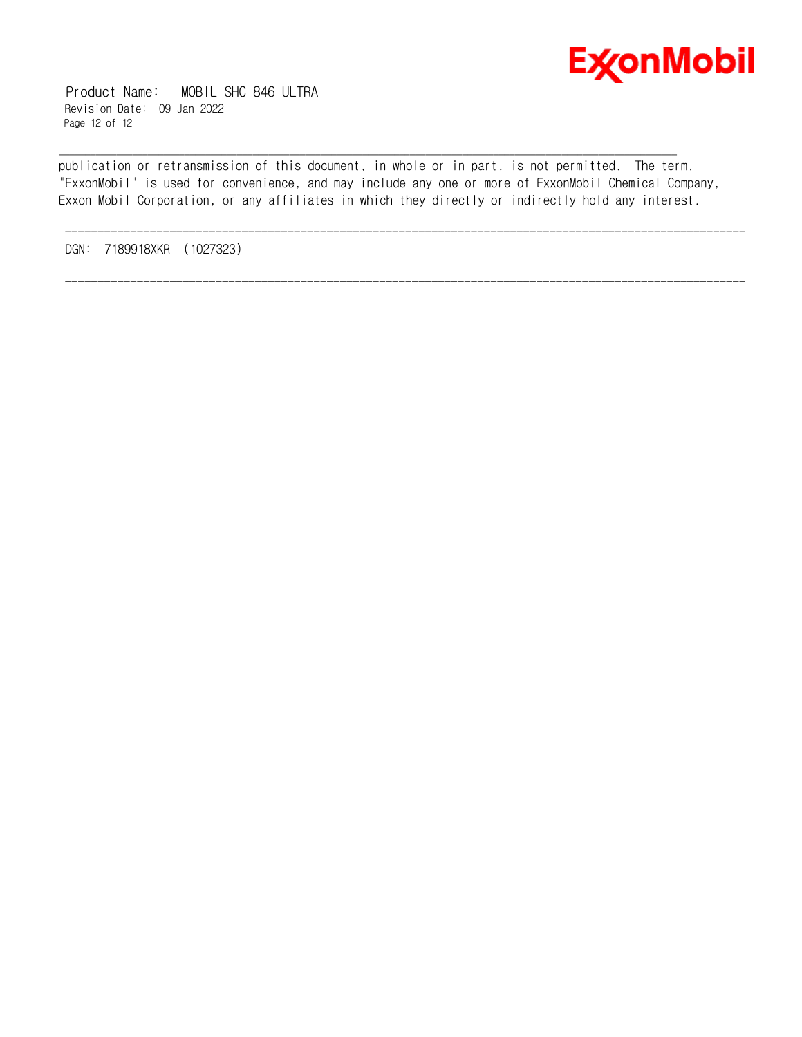publication or retransmission of this document, in whole or in part, is not permitted. The term, "ExxonMobil" is used for convenience, and may include any one or more of ExxonMobil Chemical Company, Exxon Mobil Corporation, or any affiliates in which they directly or indirectly hold any interest.

---

DGN: 7189918XKR (1027323)

---